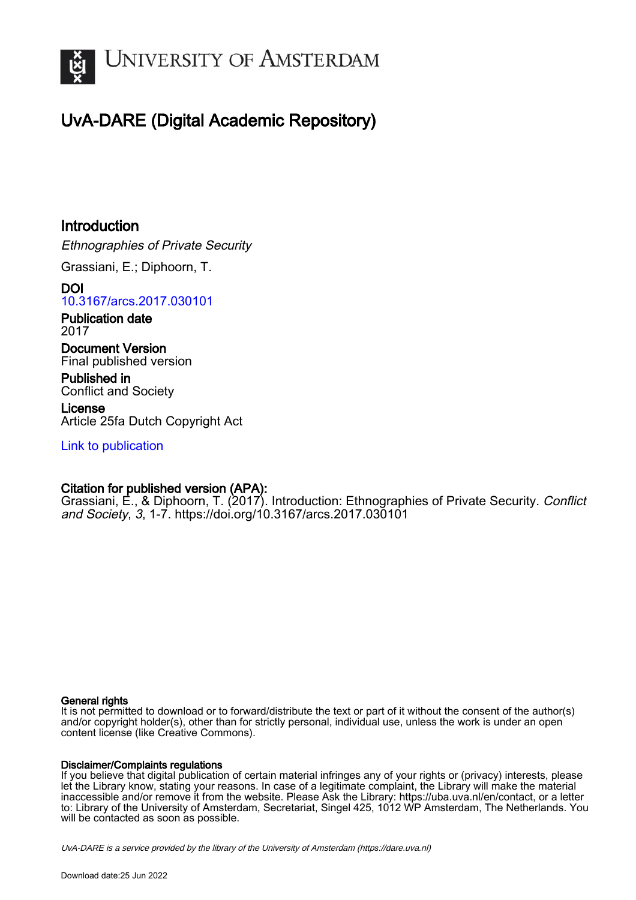# UNIVERSITY OF AMSTERDAM

## UvA-DARE (Digital Academic Repository)

## Introduction

*Ethnographies of Private Security*

Grassiani, E.; Diphoorn, T.

**DOI**
10.3167/arcs.2017.030101

**Publication date**
2017

**Document Version**
Final published version

**Published in**
Conflict and Society

**License**
Article 25fa Dutch Copyright Act

Link to publication

**Citation for published version (APA):**
Grassiani, E., & Diphoorn, T. (2017). Introduction: Ethnographies of Private Security. *Conflict and Society*, *3*, 1-7. https://doi.org/10.3167/arcs.2017.030101

**General rights**
It is not permitted to download or to forward/distribute the text or part of it without the consent of the author(s) and/or copyright holder(s), other than for strictly personal, individual use, unless the work is under an open content license (like Creative Commons).

**Disclaimer/Complaints regulations**
If you believe that digital publication of certain material infringes any of your rights or (privacy) interests, please let the Library know, stating your reasons. In case of a legitimate complaint, the Library will make the material inaccessible and/or remove it from the website. Please Ask the Library: https://uba.uva.nl/en/contact, or a letter to: Library of the University of Amsterdam, Secretariat, Singel 425, 1012 WP Amsterdam, The Netherlands. You will be contacted as soon as possible.

*UvA-DARE is a service provided by the library of the University of Amsterdam (https://dare.uva.nl)*

Download date:25 Jun 2022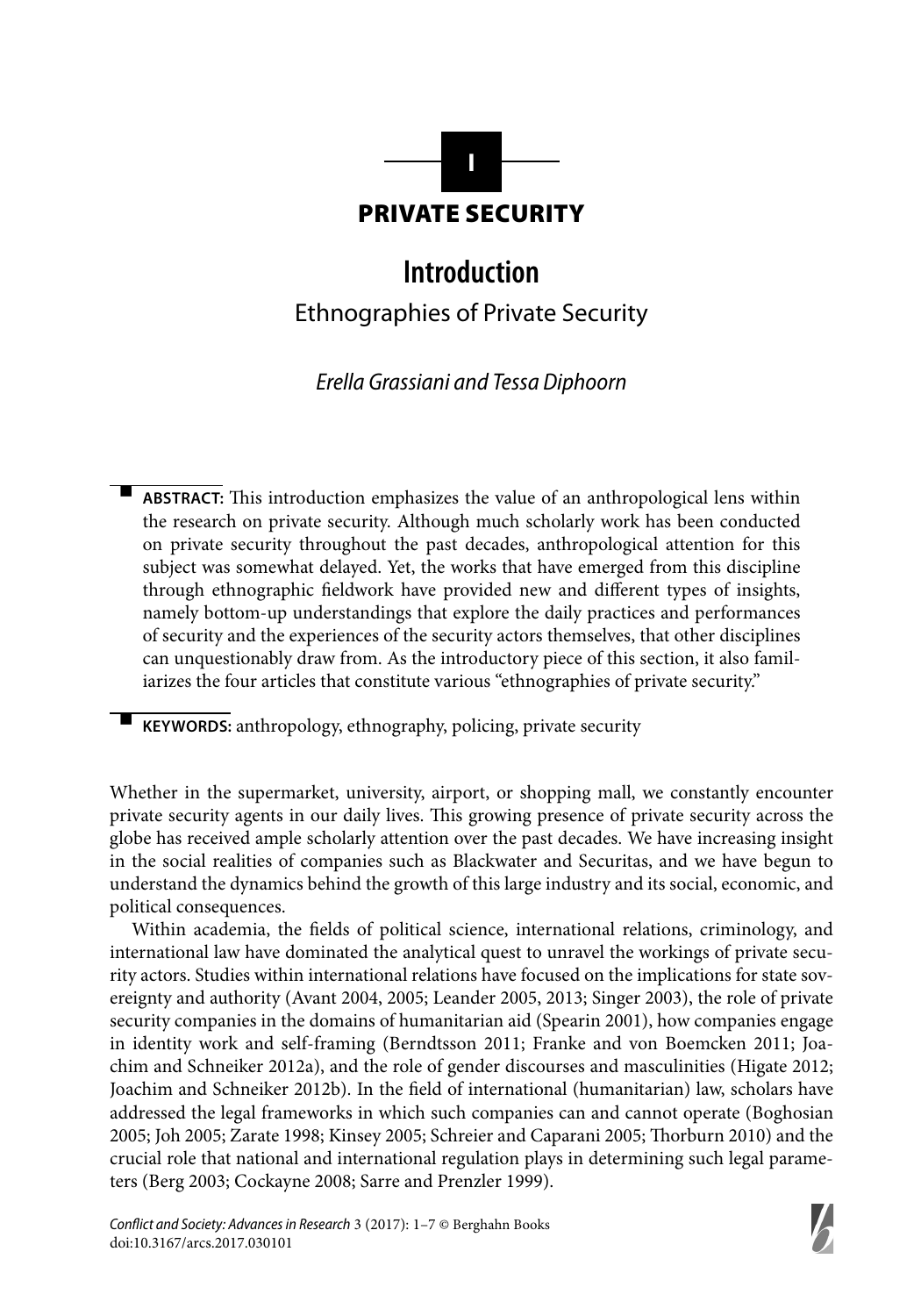# PRIVATE SECURITY

# Introduction

## Ethnographies of Private Security

*Erella Grassiani and Tessa Diphoorn*

**ABSTRACT:** This introduction emphasizes the value of an anthropological lens within the research on private security. Although much scholarly work has been conducted on private security throughout the past decades, anthropological attention for this subject was somewhat delayed. Yet, the works that have emerged from this discipline through ethnographic fieldwork have provided new and different types of insights, namely bottom-up understandings that explore the daily practices and performances of security and the experiences of the security actors themselves, that other disciplines can unquestionably draw from. As the introductory piece of this section, it also familiarizes the four articles that constitute various "ethnographies of private security."

**KEYWORDS:** anthropology, ethnography, policing, private security

Whether in the supermarket, university, airport, or shopping mall, we constantly encounter private security agents in our daily lives. This growing presence of private security across the globe has received ample scholarly attention over the past decades. We have increasing insight in the social realities of companies such as Blackwater and Securitas, and we have begun to understand the dynamics behind the growth of this large industry and its social, economic, and political consequences.

Within academia, the fields of political science, international relations, criminology, and international law have dominated the analytical quest to unravel the workings of private security actors. Studies within international relations have focused on the implications for state sovereignty and authority (Avant 2004, 2005; Leander 2005, 2013; Singer 2003), the role of private security companies in the domains of humanitarian aid (Spearin 2001), how companies engage in identity work and self-framing (Berndtsson 2011; Franke and von Boemcken 2011; Joachim and Schneiker 2012a), and the role of gender discourses and masculinities (Higate 2012; Joachim and Schneiker 2012b). In the field of international (humanitarian) law, scholars have addressed the legal frameworks in which such companies can and cannot operate (Boghosian 2005; Joh 2005; Zarate 1998; Kinsey 2005; Schreier and Caparani 2005; Thorburn 2010) and the crucial role that national and international regulation plays in determining such legal parameters (Berg 2003; Cockayne 2008; Sarre and Prenzler 1999).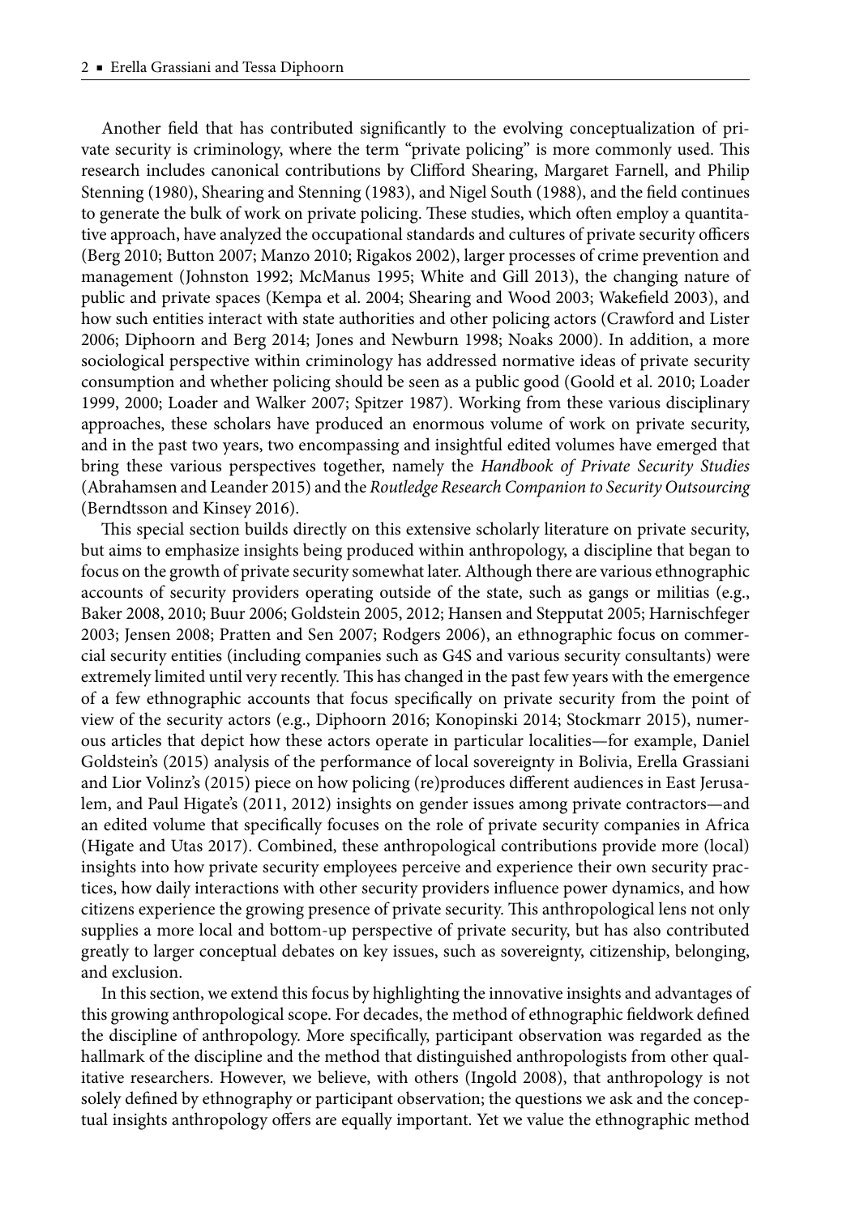Another field that has contributed significantly to the evolving conceptualization of private security is criminology, where the term "private policing" is more commonly used. This research includes canonical contributions by Clifford Shearing, Margaret Farnell, and Philip Stenning (1980), Shearing and Stenning (1983), and Nigel South (1988), and the field continues to generate the bulk of work on private policing. These studies, which often employ a quantitative approach, have analyzed the occupational standards and cultures of private security officers (Berg 2010; Button 2007; Manzo 2010; Rigakos 2002), larger processes of crime prevention and management (Johnston 1992; McManus 1995; White and Gill 2013), the changing nature of public and private spaces (Kempa et al. 2004; Shearing and Wood 2003; Wakefield 2003), and how such entities interact with state authorities and other policing actors (Crawford and Lister 2006; Diphoorn and Berg 2014; Jones and Newburn 1998; Noaks 2000). In addition, a more sociological perspective within criminology has addressed normative ideas of private security consumption and whether policing should be seen as a public good (Goold et al. 2010; Loader 1999, 2000; Loader and Walker 2007; Spitzer 1987). Working from these various disciplinary approaches, these scholars have produced an enormous volume of work on private security, and in the past two years, two encompassing and insightful edited volumes have emerged that bring these various perspectives together, namely the *Handbook of Private Security Studies* (Abrahamsen and Leander 2015) and the *Routledge Research Companion to Security Outsourcing* (Berndtsson and Kinsey 2016).

This special section builds directly on this extensive scholarly literature on private security, but aims to emphasize insights being produced within anthropology, a discipline that began to focus on the growth of private security somewhat later. Although there are various ethnographic accounts of security providers operating outside of the state, such as gangs or militias (e.g., Baker 2008, 2010; Buur 2006; Goldstein 2005, 2012; Hansen and Stepputat 2005; Harnischfeger 2003; Jensen 2008; Pratten and Sen 2007; Rodgers 2006), an ethnographic focus on commercial security entities (including companies such as G4S and various security consultants) were extremely limited until very recently. This has changed in the past few years with the emergence of a few ethnographic accounts that focus specifically on private security from the point of view of the security actors (e.g., Diphoorn 2016; Konopinski 2014; Stockmarr 2015), numerous articles that depict how these actors operate in particular localities—for example, Daniel Goldstein's (2015) analysis of the performance of local sovereignty in Bolivia, Erella Grassiani and Lior Volinz's (2015) piece on how policing (re)produces different audiences in East Jerusalem, and Paul Higate's (2011, 2012) insights on gender issues among private contractors—and an edited volume that specifically focuses on the role of private security companies in Africa (Higate and Utas 2017). Combined, these anthropological contributions provide more (local) insights into how private security employees perceive and experience their own security practices, how daily interactions with other security providers influence power dynamics, and how citizens experience the growing presence of private security. This anthropological lens not only supplies a more local and bottom-up perspective of private security, but has also contributed greatly to larger conceptual debates on key issues, such as sovereignty, citizenship, belonging, and exclusion.

In this section, we extend this focus by highlighting the innovative insights and advantages of this growing anthropological scope. For decades, the method of ethnographic fieldwork defined the discipline of anthropology. More specifically, participant observation was regarded as the hallmark of the discipline and the method that distinguished anthropologists from other qualitative researchers. However, we believe, with others (Ingold 2008), that anthropology is not solely defined by ethnography or participant observation; the questions we ask and the conceptual insights anthropology offers are equally important. Yet we value the ethnographic method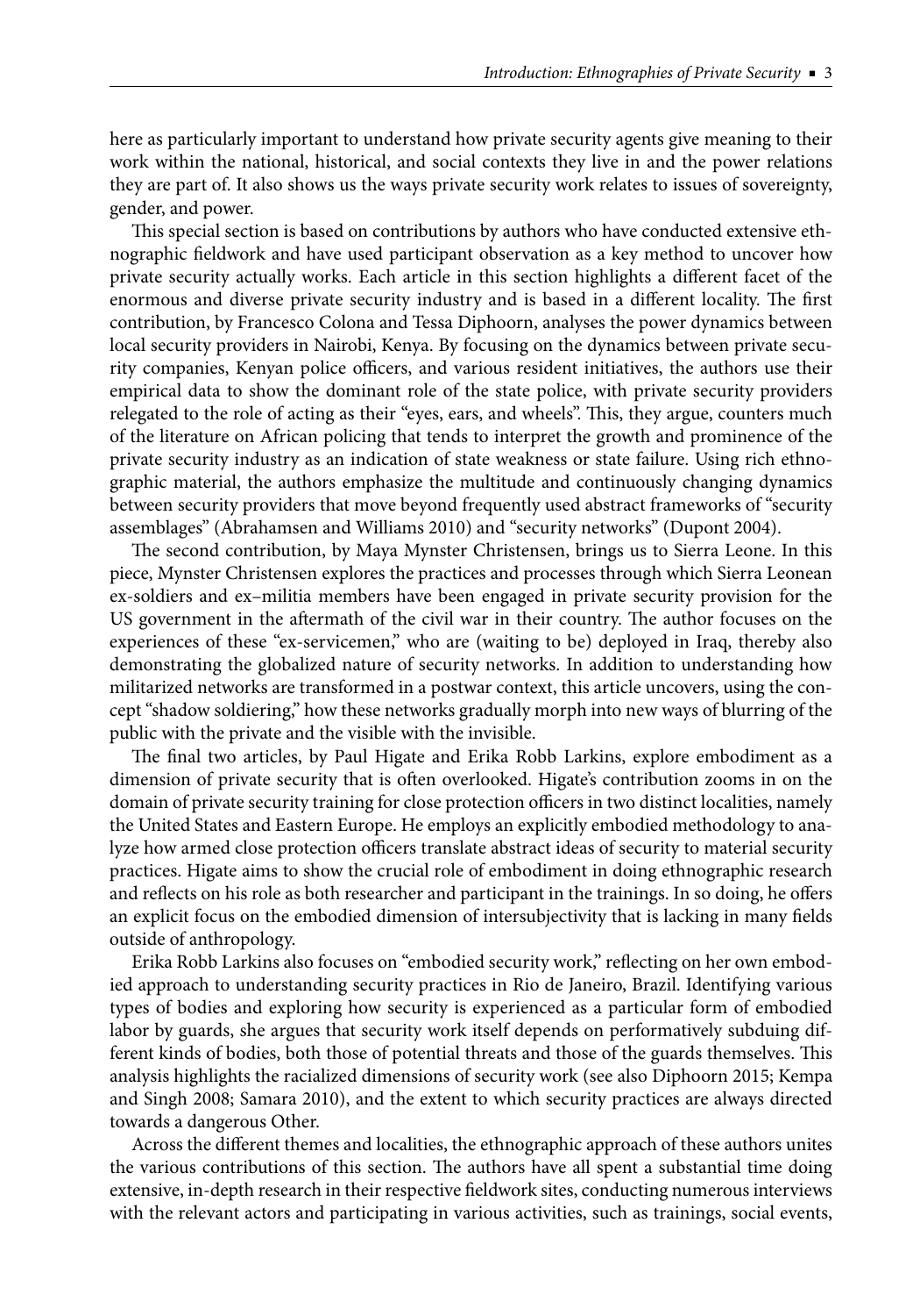here as particularly important to understand how private security agents give meaning to their work within the national, historical, and social contexts they live in and the power relations they are part of. It also shows us the ways private security work relates to issues of sovereignty, gender, and power.

This special section is based on contributions by authors who have conducted extensive ethnographic fieldwork and have used participant observation as a key method to uncover how private security actually works. Each article in this section highlights a different facet of the enormous and diverse private security industry and is based in a different locality. The first contribution, by Francesco Colona and Tessa Diphoorn, analyses the power dynamics between local security providers in Nairobi, Kenya. By focusing on the dynamics between private security companies, Kenyan police officers, and various resident initiatives, the authors use their empirical data to show the dominant role of the state police, with private security providers relegated to the role of acting as their "eyes, ears, and wheels". This, they argue, counters much of the literature on African policing that tends to interpret the growth and prominence of the private security industry as an indication of state weakness or state failure. Using rich ethnographic material, the authors emphasize the multitude and continuously changing dynamics between security providers that move beyond frequently used abstract frameworks of "security assemblages" (Abrahamsen and Williams 2010) and "security networks" (Dupont 2004).

The second contribution, by Maya Mynster Christensen, brings us to Sierra Leone. In this piece, Mynster Christensen explores the practices and processes through which Sierra Leonean ex-soldiers and ex–militia members have been engaged in private security provision for the US government in the aftermath of the civil war in their country. The author focuses on the experiences of these "ex-servicemen," who are (waiting to be) deployed in Iraq, thereby also demonstrating the globalized nature of security networks. In addition to understanding how militarized networks are transformed in a postwar context, this article uncovers, using the concept "shadow soldiering," how these networks gradually morph into new ways of blurring of the public with the private and the visible with the invisible.

The final two articles, by Paul Higate and Erika Robb Larkins, explore embodiment as a dimension of private security that is often overlooked. Higate's contribution zooms in on the domain of private security training for close protection officers in two distinct localities, namely the United States and Eastern Europe. He employs an explicitly embodied methodology to analyze how armed close protection officers translate abstract ideas of security to material security practices. Higate aims to show the crucial role of embodiment in doing ethnographic research and reflects on his role as both researcher and participant in the trainings. In so doing, he offers an explicit focus on the embodied dimension of intersubjectivity that is lacking in many fields outside of anthropology.

Erika Robb Larkins also focuses on "embodied security work," reflecting on her own embodied approach to understanding security practices in Rio de Janeiro, Brazil. Identifying various types of bodies and exploring how security is experienced as a particular form of embodied labor by guards, she argues that security work itself depends on performatively subduing different kinds of bodies, both those of potential threats and those of the guards themselves. This analysis highlights the racialized dimensions of security work (see also Diphoorn 2015; Kempa and Singh 2008; Samara 2010), and the extent to which security practices are always directed towards a dangerous Other.

Across the different themes and localities, the ethnographic approach of these authors unites the various contributions of this section. The authors have all spent a substantial time doing extensive, in-depth research in their respective fieldwork sites, conducting numerous interviews with the relevant actors and participating in various activities, such as trainings, social events,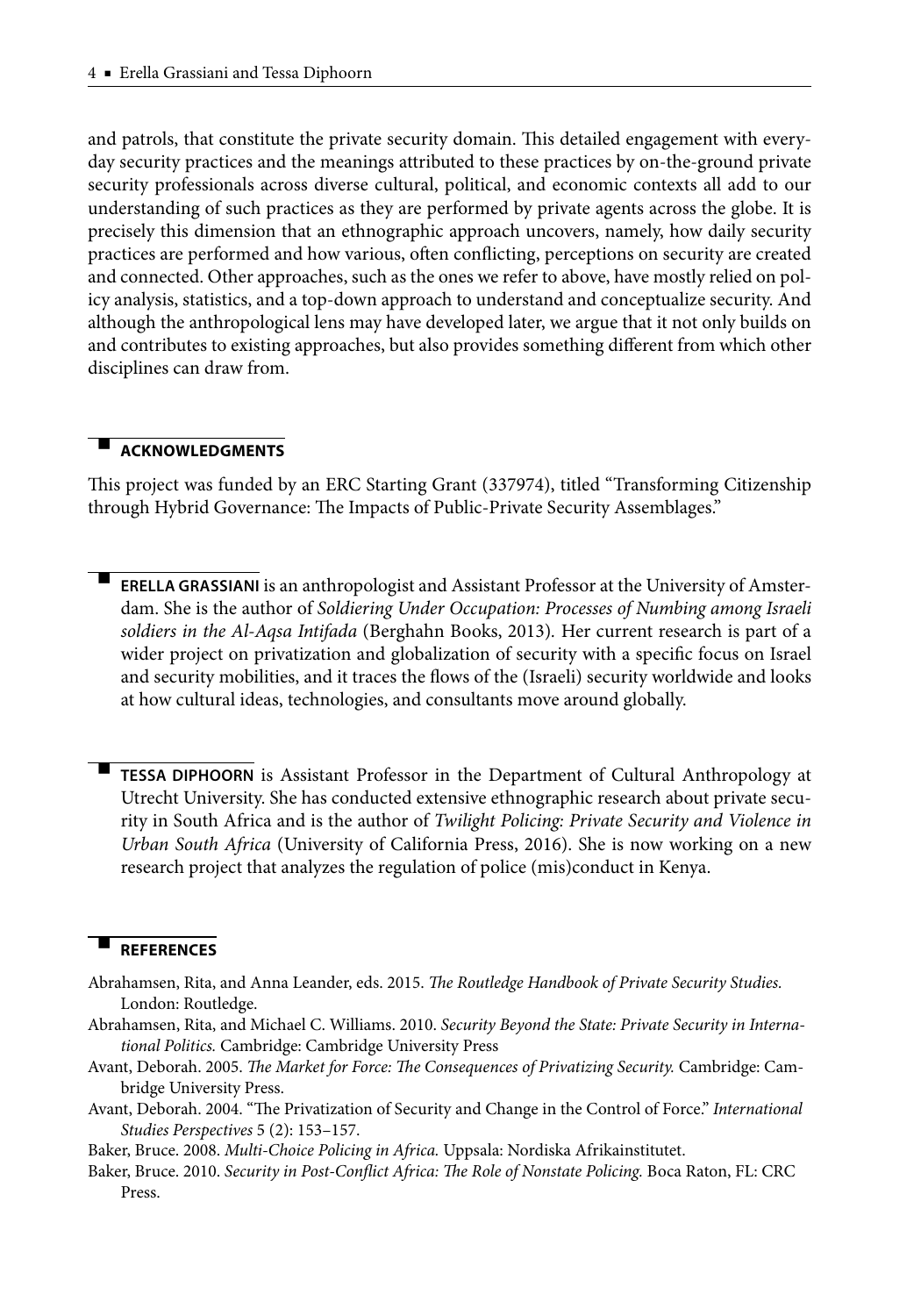and patrols, that constitute the private security domain. This detailed engagement with everyday security practices and the meanings attributed to these practices by on-the-ground private security professionals across diverse cultural, political, and economic contexts all add to our understanding of such practices as they are performed by private agents across the globe. It is precisely this dimension that an ethnographic approach uncovers, namely, how daily security practices are performed and how various, often conflicting, perceptions on security are created and connected. Other approaches, such as the ones we refer to above, have mostly relied on policy analysis, statistics, and a top-down approach to understand and conceptualize security. And although the anthropological lens may have developed later, we argue that it not only builds on and contributes to existing approaches, but also provides something different from which other disciplines can draw from.

## ACKNOWLEDGMENTS

This project was funded by an ERC Starting Grant (337974), titled "Transforming Citizenship through Hybrid Governance: The Impacts of Public-Private Security Assemblages."

**ERELLA GRASSIANI** is an anthropologist and Assistant Professor at the University of Amsterdam. She is the author of *Soldiering Under Occupation: Processes of Numbing among Israeli soldiers in the Al-Aqsa Intifada* (Berghahn Books, 2013). Her current research is part of a wider project on privatization and globalization of security with a specific focus on Israel and security mobilities, and it traces the flows of the (Israeli) security worldwide and looks at how cultural ideas, technologies, and consultants move around globally.

**TESSA DIPHOORN** is Assistant Professor in the Department of Cultural Anthropology at Utrecht University. She has conducted extensive ethnographic research about private security in South Africa and is the author of *Twilight Policing: Private Security and Violence in Urban South Africa* (University of California Press, 2016). She is now working on a new research project that analyzes the regulation of police (mis)conduct in Kenya.

## REFERENCES

Abrahamsen, Rita, and Anna Leander, eds. 2015. *The Routledge Handbook of Private Security Studies.* London: Routledge.

Abrahamsen, Rita, and Michael C. Williams. 2010. *Security Beyond the State: Private Security in International Politics.* Cambridge: Cambridge University Press

Avant, Deborah. 2005. *The Market for Force: The Consequences of Privatizing Security.* Cambridge: Cambridge University Press.

Avant, Deborah. 2004. "The Privatization of Security and Change in the Control of Force." *International Studies Perspectives* 5 (2): 153–157.

Baker, Bruce. 2008. *Multi-Choice Policing in Africa.* Uppsala: Nordiska Afrikainstitutet.

Baker, Bruce. 2010. *Security in Post-Conflict Africa: The Role of Nonstate Policing.* Boca Raton, FL: CRC Press.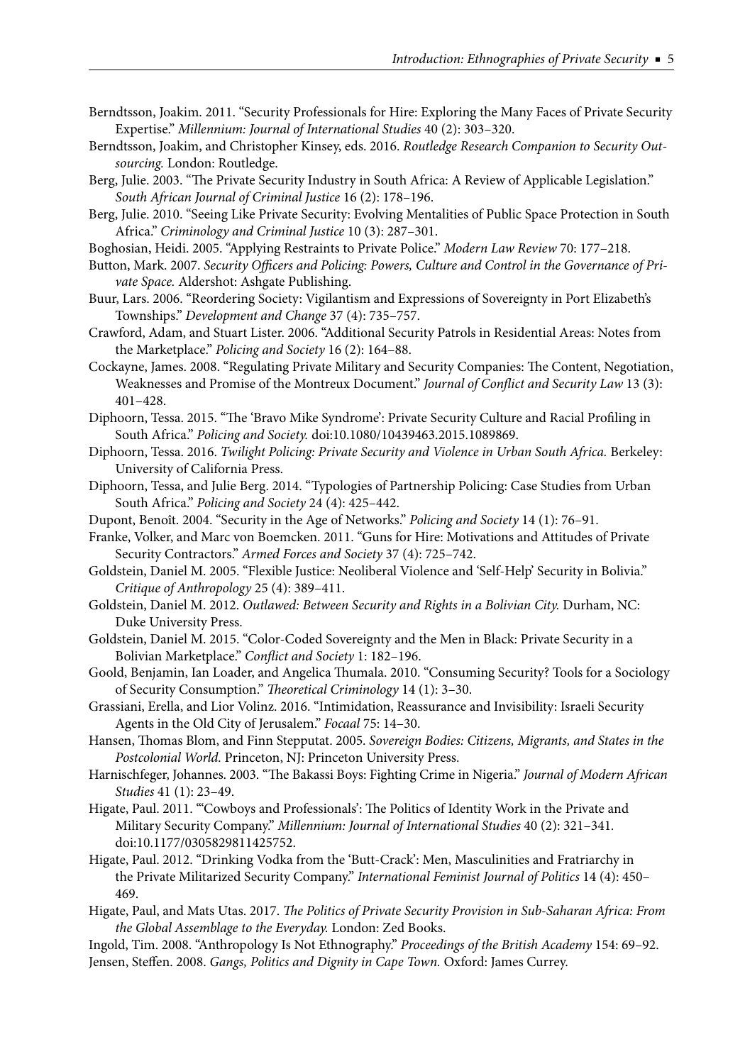Berndtsson, Joakim. 2011. "Security Professionals for Hire: Exploring the Many Faces of Private Security Expertise." *Millennium: Journal of International Studies* 40 (2): 303–320.

Berndtsson, Joakim, and Christopher Kinsey, eds. 2016. *Routledge Research Companion to Security Outsourcing.* London: Routledge.

Berg, Julie. 2003. "The Private Security Industry in South Africa: A Review of Applicable Legislation." *South African Journal of Criminal Justice* 16 (2): 178–196.

Berg, Julie. 2010. "Seeing Like Private Security: Evolving Mentalities of Public Space Protection in South Africa." *Criminology and Criminal Justice* 10 (3): 287–301.

Boghosian, Heidi. 2005. "Applying Restraints to Private Police." *Modern Law Review* 70: 177–218.

Button, Mark. 2007. *Security Officers and Policing: Powers, Culture and Control in the Governance of Private Space.* Aldershot: Ashgate Publishing.

Buur, Lars. 2006. "Reordering Society: Vigilantism and Expressions of Sovereignty in Port Elizabeth's Townships." *Development and Change* 37 (4): 735–757.

Crawford, Adam, and Stuart Lister. 2006. "Additional Security Patrols in Residential Areas: Notes from the Marketplace." *Policing and Society* 16 (2): 164–88.

Cockayne, James. 2008. "Regulating Private Military and Security Companies: The Content, Negotiation, Weaknesses and Promise of the Montreux Document." *Journal of Conflict and Security Law* 13 (3): 401–428.

Diphoorn, Tessa. 2015. "The 'Bravo Mike Syndrome': Private Security Culture and Racial Profiling in South Africa." *Policing and Society.* doi:10.1080/10439463.2015.1089869.

Diphoorn, Tessa. 2016. *Twilight Policing: Private Security and Violence in Urban South Africa.* Berkeley: University of California Press.

Diphoorn, Tessa, and Julie Berg. 2014. "Typologies of Partnership Policing: Case Studies from Urban South Africa." *Policing and Society* 24 (4): 425–442.

Dupont, Benoît. 2004. "Security in the Age of Networks." *Policing and Society* 14 (1): 76–91.

Franke, Volker, and Marc von Boemcken. 2011. "Guns for Hire: Motivations and Attitudes of Private Security Contractors." *Armed Forces and Society* 37 (4): 725–742.

Goldstein, Daniel M. 2005. "Flexible Justice: Neoliberal Violence and 'Self-Help' Security in Bolivia." *Critique of Anthropology* 25 (4): 389–411.

Goldstein, Daniel M. 2012. *Outlawed: Between Security and Rights in a Bolivian City.* Durham, NC: Duke University Press.

Goldstein, Daniel M. 2015. "Color-Coded Sovereignty and the Men in Black: Private Security in a Bolivian Marketplace." *Conflict and Society* 1: 182–196.

Goold, Benjamin, Ian Loader, and Angelica Thumala. 2010. "Consuming Security? Tools for a Sociology of Security Consumption." *Theoretical Criminology* 14 (1): 3–30.

Grassiani, Erella, and Lior Volinz. 2016. "Intimidation, Reassurance and Invisibility: Israeli Security Agents in the Old City of Jerusalem." *Focaal* 75: 14–30.

Hansen, Thomas Blom, and Finn Stepputat. 2005. *Sovereign Bodies: Citizens, Migrants, and States in the Postcolonial World.* Princeton, NJ: Princeton University Press.

Harnischfeger, Johannes. 2003. "The Bakassi Boys: Fighting Crime in Nigeria." *Journal of Modern African Studies* 41 (1): 23–49.

Higate, Paul. 2011. "'Cowboys and Professionals': The Politics of Identity Work in the Private and Military Security Company." *Millennium: Journal of International Studies* 40 (2): 321–341. doi:10.1177/0305829811425752.

Higate, Paul. 2012. "Drinking Vodka from the 'Butt-Crack': Men, Masculinities and Fratriarchy in the Private Militarized Security Company." *International Feminist Journal of Politics* 14 (4): 450–469.

Higate, Paul, and Mats Utas. 2017. *The Politics of Private Security Provision in Sub-Saharan Africa: From the Global Assemblage to the Everyday.* London: Zed Books.

Ingold, Tim. 2008. "Anthropology Is Not Ethnography." *Proceedings of the British Academy* 154: 69–92.

Jensen, Steffen. 2008. *Gangs, Politics and Dignity in Cape Town.* Oxford: James Currey.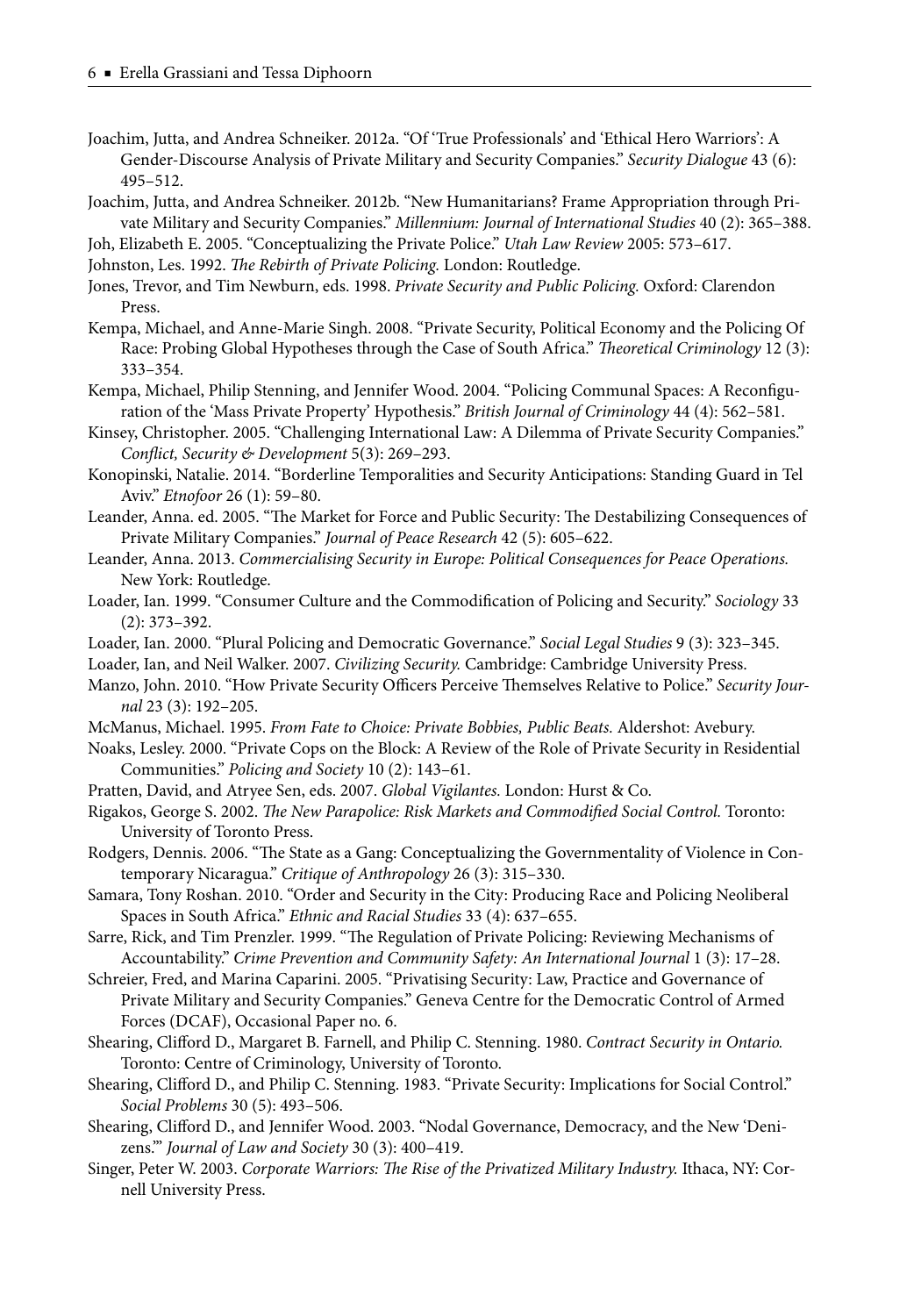Joachim, Jutta, and Andrea Schneiker. 2012a. "Of 'True Professionals' and 'Ethical Hero Warriors': A Gender-Discourse Analysis of Private Military and Security Companies." *Security Dialogue* 43 (6): 495–512.

Joachim, Jutta, and Andrea Schneiker. 2012b. "New Humanitarians? Frame Appropriation through Private Military and Security Companies." *Millennium: Journal of International Studies* 40 (2): 365–388.

Joh, Elizabeth E. 2005. "Conceptualizing the Private Police." *Utah Law Review* 2005: 573–617.

Johnston, Les. 1992. *The Rebirth of Private Policing.* London: Routledge.

Jones, Trevor, and Tim Newburn, eds. 1998. *Private Security and Public Policing.* Oxford: Clarendon Press.

Kempa, Michael, and Anne-Marie Singh. 2008. "Private Security, Political Economy and the Policing Of Race: Probing Global Hypotheses through the Case of South Africa." *Theoretical Criminology* 12 (3): 333–354.

Kempa, Michael, Philip Stenning, and Jennifer Wood. 2004. "Policing Communal Spaces: A Reconfiguration of the 'Mass Private Property' Hypothesis." *British Journal of Criminology* 44 (4): 562–581.

Kinsey, Christopher. 2005. "Challenging International Law: A Dilemma of Private Security Companies." *Conflict, Security & Development* 5(3): 269–293.

Konopinski, Natalie. 2014. "Borderline Temporalities and Security Anticipations: Standing Guard in Tel Aviv." *Etnofoor* 26 (1): 59–80.

Leander, Anna. ed. 2005. "The Market for Force and Public Security: The Destabilizing Consequences of Private Military Companies." *Journal of Peace Research* 42 (5): 605–622.

Leander, Anna. 2013. *Commercialising Security in Europe: Political Consequences for Peace Operations.* New York: Routledge.

Loader, Ian. 1999. "Consumer Culture and the Commodification of Policing and Security." *Sociology* 33 (2): 373–392.

Loader, Ian. 2000. "Plural Policing and Democratic Governance." *Social Legal Studies* 9 (3): 323–345.

Loader, Ian, and Neil Walker. 2007. *Civilizing Security.* Cambridge: Cambridge University Press.

Manzo, John. 2010. "How Private Security Officers Perceive Themselves Relative to Police." *Security Journal* 23 (3): 192–205.

McManus, Michael. 1995. *From Fate to Choice: Private Bobbies, Public Beats.* Aldershot: Avebury.

Noaks, Lesley. 2000. "Private Cops on the Block: A Review of the Role of Private Security in Residential Communities." *Policing and Society* 10 (2): 143–61.

Pratten, David, and Atryee Sen, eds. 2007. *Global Vigilantes.* London: Hurst & Co.

Rigakos, George S. 2002. *The New Parapolice: Risk Markets and Commodified Social Control.* Toronto: University of Toronto Press.

Rodgers, Dennis. 2006. "The State as a Gang: Conceptualizing the Governmentality of Violence in Contemporary Nicaragua." *Critique of Anthropology* 26 (3): 315–330.

Samara, Tony Roshan. 2010. "Order and Security in the City: Producing Race and Policing Neoliberal Spaces in South Africa." *Ethnic and Racial Studies* 33 (4): 637–655.

Sarre, Rick, and Tim Prenzler. 1999. "The Regulation of Private Policing: Reviewing Mechanisms of Accountability." *Crime Prevention and Community Safety: An International Journal* 1 (3): 17–28.

Schreier, Fred, and Marina Caparini. 2005. "Privatising Security: Law, Practice and Governance of Private Military and Security Companies." Geneva Centre for the Democratic Control of Armed Forces (DCAF), Occasional Paper no. 6.

Shearing, Clifford D., Margaret B. Farnell, and Philip C. Stenning. 1980. *Contract Security in Ontario.* Toronto: Centre of Criminology, University of Toronto.

Shearing, Clifford D., and Philip C. Stenning. 1983. "Private Security: Implications for Social Control." *Social Problems* 30 (5): 493–506.

Shearing, Clifford D., and Jennifer Wood. 2003. "Nodal Governance, Democracy, and the New 'Denizens.'" *Journal of Law and Society* 30 (3): 400–419.

Singer, Peter W. 2003. *Corporate Warriors: The Rise of the Privatized Military Industry.* Ithaca, NY: Cornell University Press.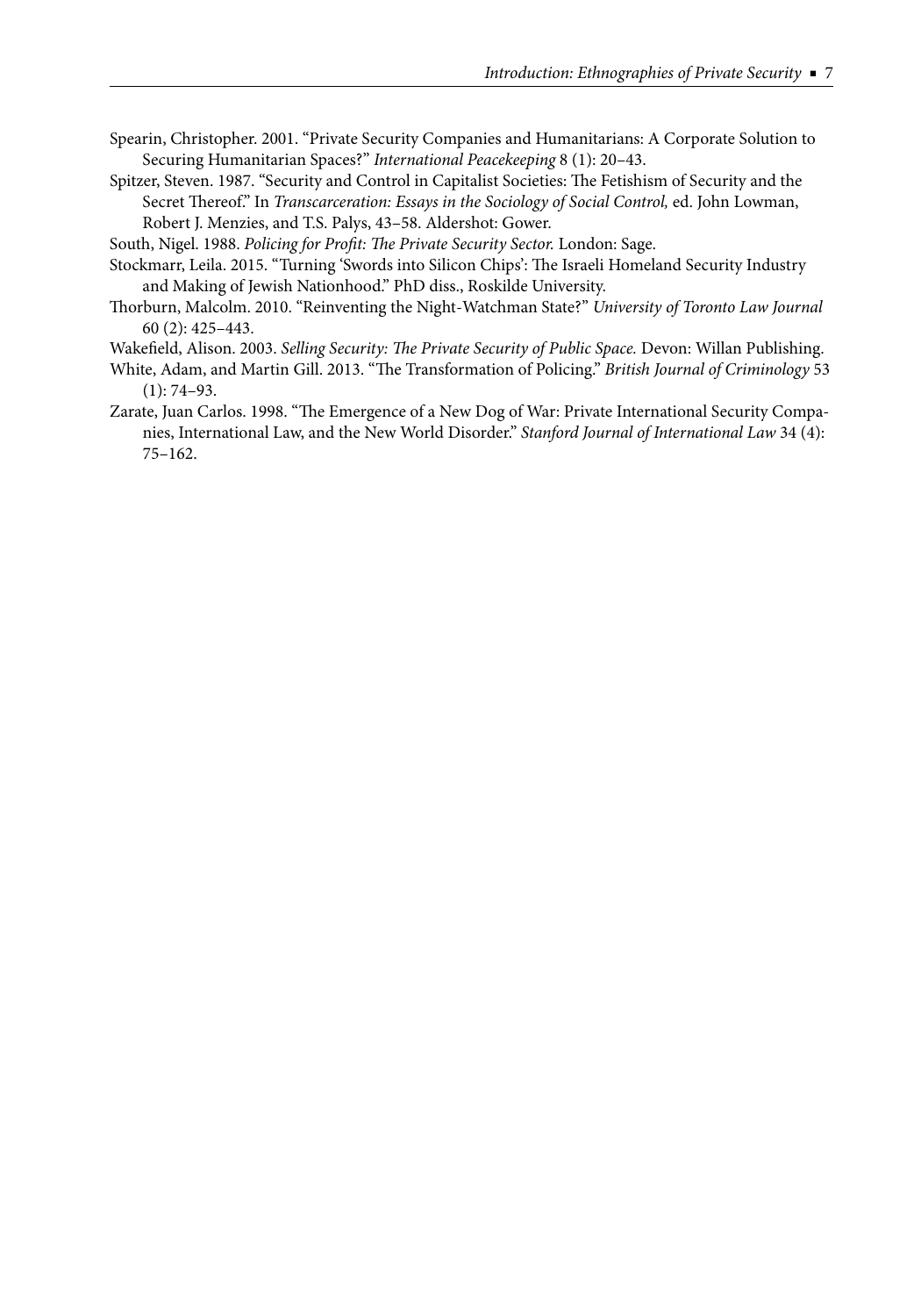Spearin, Christopher. 2001. "Private Security Companies and Humanitarians: A Corporate Solution to Securing Humanitarian Spaces?" *International Peacekeeping* 8 (1): 20–43.

Spitzer, Steven. 1987. "Security and Control in Capitalist Societies: The Fetishism of Security and the Secret Thereof." In *Transcarceration: Essays in the Sociology of Social Control,* ed. John Lowman, Robert J. Menzies, and T.S. Palys, 43–58. Aldershot: Gower.

South, Nigel. 1988. *Policing for Profit: The Private Security Sector.* London: Sage.

Stockmarr, Leila. 2015. "Turning 'Swords into Silicon Chips': The Israeli Homeland Security Industry and Making of Jewish Nationhood." PhD diss., Roskilde University.

Thorburn, Malcolm. 2010. "Reinventing the Night-Watchman State?" *University of Toronto Law Journal* 60 (2): 425–443.

Wakefield, Alison. 2003. *Selling Security: The Private Security of Public Space.* Devon: Willan Publishing.

White, Adam, and Martin Gill. 2013. "The Transformation of Policing." *British Journal of Criminology* 53 (1): 74–93.

Zarate, Juan Carlos. 1998. "The Emergence of a New Dog of War: Private International Security Companies, International Law, and the New World Disorder." *Stanford Journal of International Law* 34 (4): 75–162.